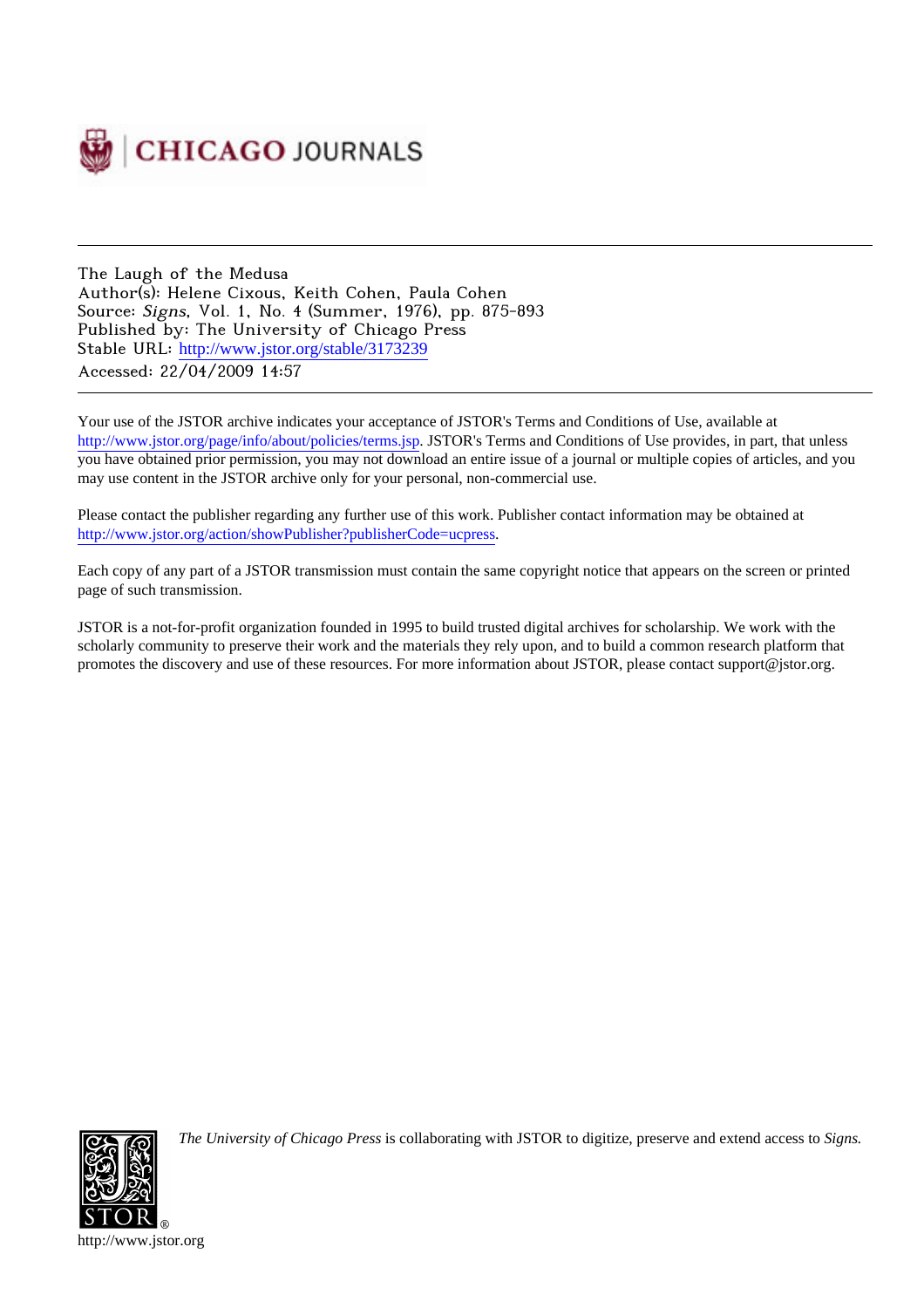CHICAGO JOURNALS

---

The Laugh of the Medusa
Author(s): Helene Cixous, Keith Cohen, Paula Cohen
Source: *Signs*, Vol. 1, No. 4 (Summer, 1976), pp. 875-893
Published by: The University of Chicago Press
Stable URL: http://www.jstor.org/stable/3173239
Accessed: 22/04/2009 14:57

---

Your use of the JSTOR archive indicates your acceptance of JSTOR's Terms and Conditions of Use, available at http://www.jstor.org/page/info/about/policies/terms.jsp. JSTOR's Terms and Conditions of Use provides, in part, that unless you have obtained prior permission, you may not download an entire issue of a journal or multiple copies of articles, and you may use content in the JSTOR archive only for your personal, non-commercial use.

Please contact the publisher regarding any further use of this work. Publisher contact information may be obtained at http://www.jstor.org/action/showPublisher?publisherCode=ucpress.

Each copy of any part of a JSTOR transmission must contain the same copyright notice that appears on the screen or printed page of such transmission.

JSTOR is a not-for-profit organization founded in 1995 to build trusted digital archives for scholarship. We work with the scholarly community to preserve their work and the materials they rely upon, and to build a common research platform that promotes the discovery and use of these resources. For more information about JSTOR, please contact support@jstor.org.

*The University of Chicago Press* is collaborating with JSTOR to digitize, preserve and extend access to *Signs.*

http://www.jstor.org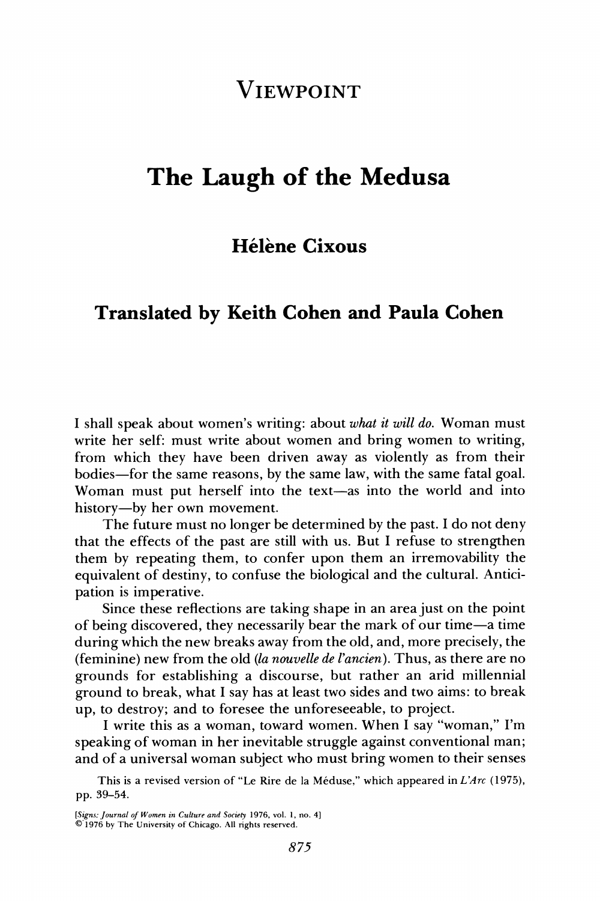# VIEWPOINT

# The Laugh of the Medusa

## Hélène Cixous

## Translated by Keith Cohen and Paula Cohen

I shall speak about women's writing: about *what it will do.* Woman must write her self: must write about women and bring women to writing, from which they have been driven away as violently as from their bodies—for the same reasons, by the same law, with the same fatal goal. Woman must put herself into the text—as into the world and into history—by her own movement.

The future must no longer be determined by the past. I do not deny that the effects of the past are still with us. But I refuse to strengthen them by repeating them, to confer upon them an irremovability the equivalent of destiny, to confuse the biological and the cultural. Anticipation is imperative.

Since these reflections are taking shape in an area just on the point of being discovered, they necessarily bear the mark of our time—a time during which the new breaks away from the old, and, more precisely, the (feminine) new from the old (*la nouvelle de l'ancien*). Thus, as there are no grounds for establishing a discourse, but rather an arid millennial ground to break, what I say has at least two sides and two aims: to break up, to destroy; and to foresee the unforeseeable, to project.

I write this as a woman, toward women. When I say "woman," I'm speaking of woman in her inevitable struggle against conventional man; and of a universal woman subject who must bring women to their senses

This is a revised version of "Le Rire de la Méduse," which appeared in *L'Arc* (1975), pp. 39–54.

[*Signs: Journal of Women in Culture and Society* 1976, vol. 1, no. 4]
© 1976 by The University of Chicago. All rights reserved.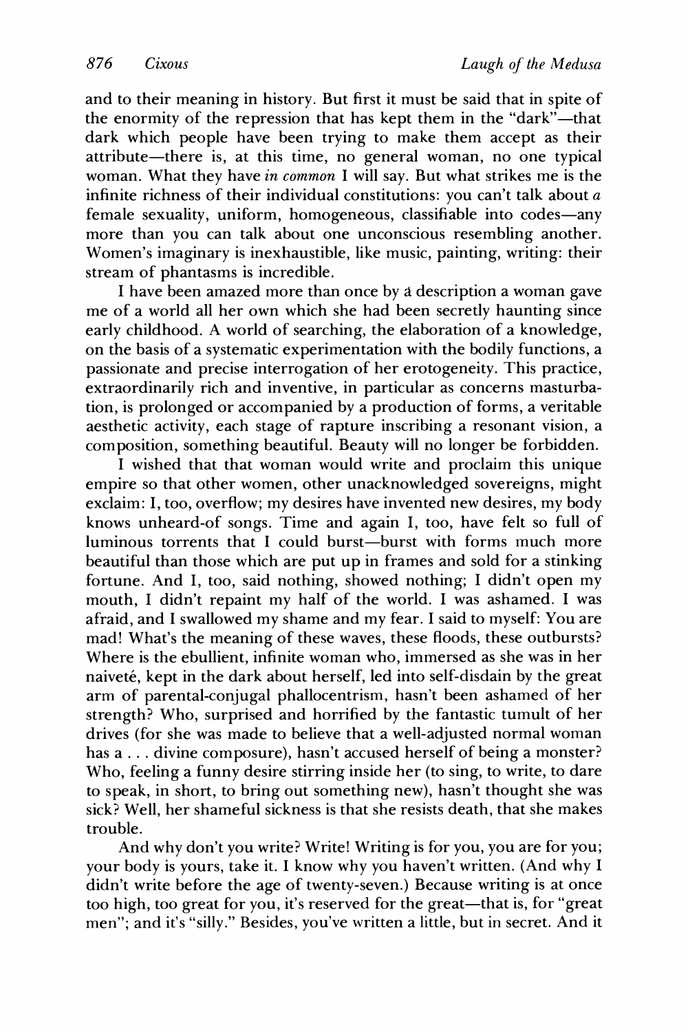and to their meaning in history. But first it must be said that in spite of the enormity of the repression that has kept them in the "dark"—that dark which people have been trying to make them accept as their attribute—there is, at this time, no general woman, no one typical woman. What they have *in common* I will say. But what strikes me is the infinite richness of their individual constitutions: you can't talk about *a* female sexuality, uniform, homogeneous, classifiable into codes—any more than you can talk about one unconscious resembling another. Women's imaginary is inexhaustible, like music, painting, writing: their stream of phantasms is incredible.

I have been amazed more than once by a description a woman gave me of a world all her own which she had been secretly haunting since early childhood. A world of searching, the elaboration of a knowledge, on the basis of a systematic experimentation with the bodily functions, a passionate and precise interrogation of her erotogeneity. This practice, extraordinarily rich and inventive, in particular as concerns masturbation, is prolonged or accompanied by a production of forms, a veritable aesthetic activity, each stage of rapture inscribing a resonant vision, a composition, something beautiful. Beauty will no longer be forbidden.

I wished that that woman would write and proclaim this unique empire so that other women, other unacknowledged sovereigns, might exclaim: I, too, overflow; my desires have invented new desires, my body knows unheard-of songs. Time and again I, too, have felt so full of luminous torrents that I could burst—burst with forms much more beautiful than those which are put up in frames and sold for a stinking fortune. And I, too, said nothing, showed nothing; I didn't open my mouth, I didn't repaint my half of the world. I was ashamed. I was afraid, and I swallowed my shame and my fear. I said to myself: You are mad! What's the meaning of these waves, these floods, these outbursts? Where is the ebullient, infinite woman who, immersed as she was in her naiveté, kept in the dark about herself, led into self-disdain by the great arm of parental-conjugal phallocentrism, hasn't been ashamed of her strength? Who, surprised and horrified by the fantastic tumult of her drives (for she was made to believe that a well-adjusted normal woman has a . . . divine composure), hasn't accused herself of being a monster? Who, feeling a funny desire stirring inside her (to sing, to write, to dare to speak, in short, to bring out something new), hasn't thought she was sick? Well, her shameful sickness is that she resists death, that she makes trouble.

And why don't you write? Write! Writing is for you, you are for you; your body is yours, take it. I know why you haven't written. (And why I didn't write before the age of twenty-seven.) Because writing is at once too high, too great for you, it's reserved for the great—that is, for "great men"; and it's "silly." Besides, you've written a little, but in secret. And it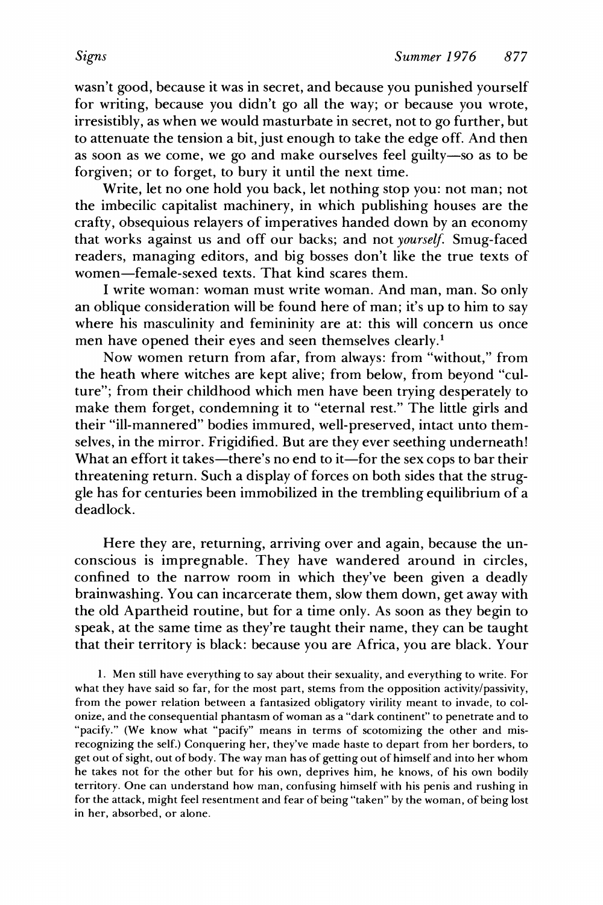wasn't good, because it was in secret, and because you punished yourself for writing, because you didn't go all the way; or because you wrote, irresistibly, as when we would masturbate in secret, not to go further, but to attenuate the tension a bit, just enough to take the edge off. And then as soon as we come, we go and make ourselves feel guilty—so as to be forgiven; or to forget, to bury it until the next time.

Write, let no one hold you back, let nothing stop you: not man; not the imbecilic capitalist machinery, in which publishing houses are the crafty, obsequious relayers of imperatives handed down by an economy that works against us and off our backs; and not *yourself*. Smug-faced readers, managing editors, and big bosses don't like the true texts of women—female-sexed texts. That kind scares them.

I write woman: woman must write woman. And man, man. So only an oblique consideration will be found here of man; it's up to him to say where his masculinity and femininity are at: this will concern us once men have opened their eyes and seen themselves clearly.[1]

Now women return from afar, from always: from "without," from the heath where witches are kept alive; from below, from beyond "culture"; from their childhood which men have been trying desperately to make them forget, condemning it to "eternal rest." The little girls and their "ill-mannered" bodies immured, well-preserved, intact unto themselves, in the mirror. Frigidified. But are they ever seething underneath! What an effort it takes—there's no end to it—for the sex cops to bar their threatening return. Such a display of forces on both sides that the struggle has for centuries been immobilized in the trembling equilibrium of a deadlock.

Here they are, returning, arriving over and again, because the unconscious is impregnable. They have wandered around in circles, confined to the narrow room in which they've been given a deadly brainwashing. You can incarcerate them, slow them down, get away with the old Apartheid routine, but for a time only. As soon as they begin to speak, at the same time as they're taught their name, they can be taught that their territory is black: because you are Africa, you are black. Your

1. Men still have everything to say about their sexuality, and everything to write. For what they have said so far, for the most part, stems from the opposition activity/passivity, from the power relation between a fantasized obligatory virility meant to invade, to colonize, and the consequential phantasm of woman as a "dark continent" to penetrate and to "pacify." (We know what "pacify" means in terms of scotomizing the other and misrecognizing the self.) Conquering her, they've made haste to depart from her borders, to get out of sight, out of body. The way man has of getting out of himself and into her whom he takes not for the other but for his own, deprives him, he knows, of his own bodily territory. One can understand how man, confusing himself with his penis and rushing in for the attack, might feel resentment and fear of being "taken" by the woman, of being lost in her, absorbed, or alone.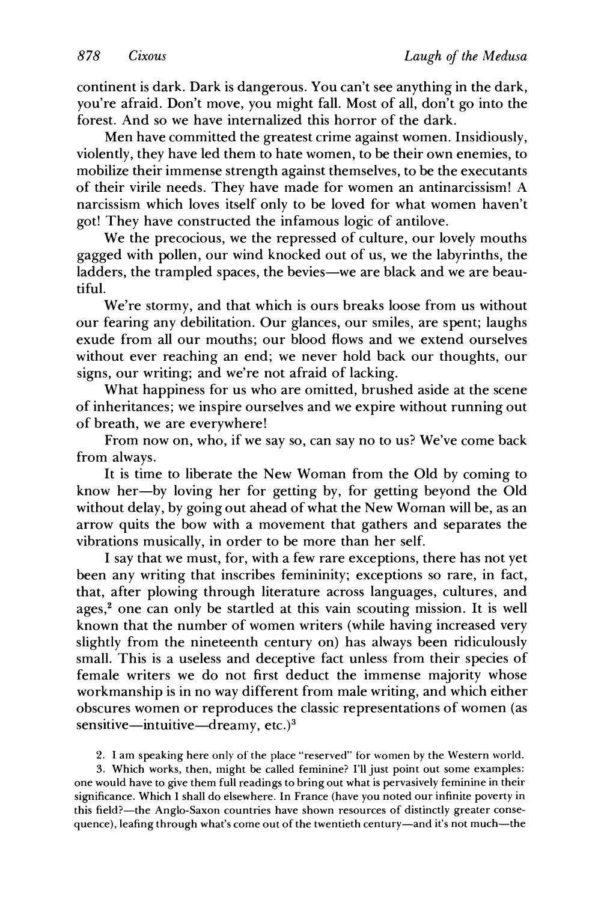continent is dark. Dark is dangerous. You can't see anything in the dark, you're afraid. Don't move, you might fall. Most of all, don't go into the forest. And so we have internalized this horror of the dark.

Men have committed the greatest crime against women. Insidiously, violently, they have led them to hate women, to be their own enemies, to mobilize their immense strength against themselves, to be the executants of their virile needs. They have made for women an antinarcissism! A narcissism which loves itself only to be loved for what women haven't got! They have constructed the infamous logic of antilove.

We the precocious, we the repressed of culture, our lovely mouths gagged with pollen, our wind knocked out of us, we the labyrinths, the ladders, the trampled spaces, the bevies—we are black and we are beautiful.

We're stormy, and that which is ours breaks loose from us without our fearing any debilitation. Our glances, our smiles, are spent; laughs exude from all our mouths; our blood flows and we extend ourselves without ever reaching an end; we never hold back our thoughts, our signs, our writing; and we're not afraid of lacking.

What happiness for us who are omitted, brushed aside at the scene of inheritances; we inspire ourselves and we expire without running out of breath, we are everywhere!

From now on, who, if we say so, can say no to us? We've come back from always.

It is time to liberate the New Woman from the Old by coming to know her—by loving her for getting by, for getting beyond the Old without delay, by going out ahead of what the New Woman will be, as an arrow quits the bow with a movement that gathers and separates the vibrations musically, in order to be more than her self.

I say that we must, for, with a few rare exceptions, there has not yet been any writing that inscribes femininity; exceptions so rare, in fact, that, after plowing through literature across languages, cultures, and ages,[2] one can only be startled at this vain scouting mission. It is well known that the number of women writers (while having increased very slightly from the nineteenth century on) has always been ridiculously small. This is a useless and deceptive fact unless from their species of female writers we do not first deduct the immense majority whose workmanship is in no way different from male writing, and which either obscures women or reproduces the classic representations of women (as sensitive—intuitive—dreamy, etc.)[3]

2. I am speaking here only of the place "reserved" for women by the Western world.

3. Which works, then, might be called feminine? I'll just point out some examples: one would have to give them full readings to bring out what is pervasively feminine in their significance. Which I shall do elsewhere. In France (have you noted our infinite poverty in this field?—the Anglo-Saxon countries have shown resources of distinctly greater consequence), leafing through what's come out of the twentieth century—and it's not much—the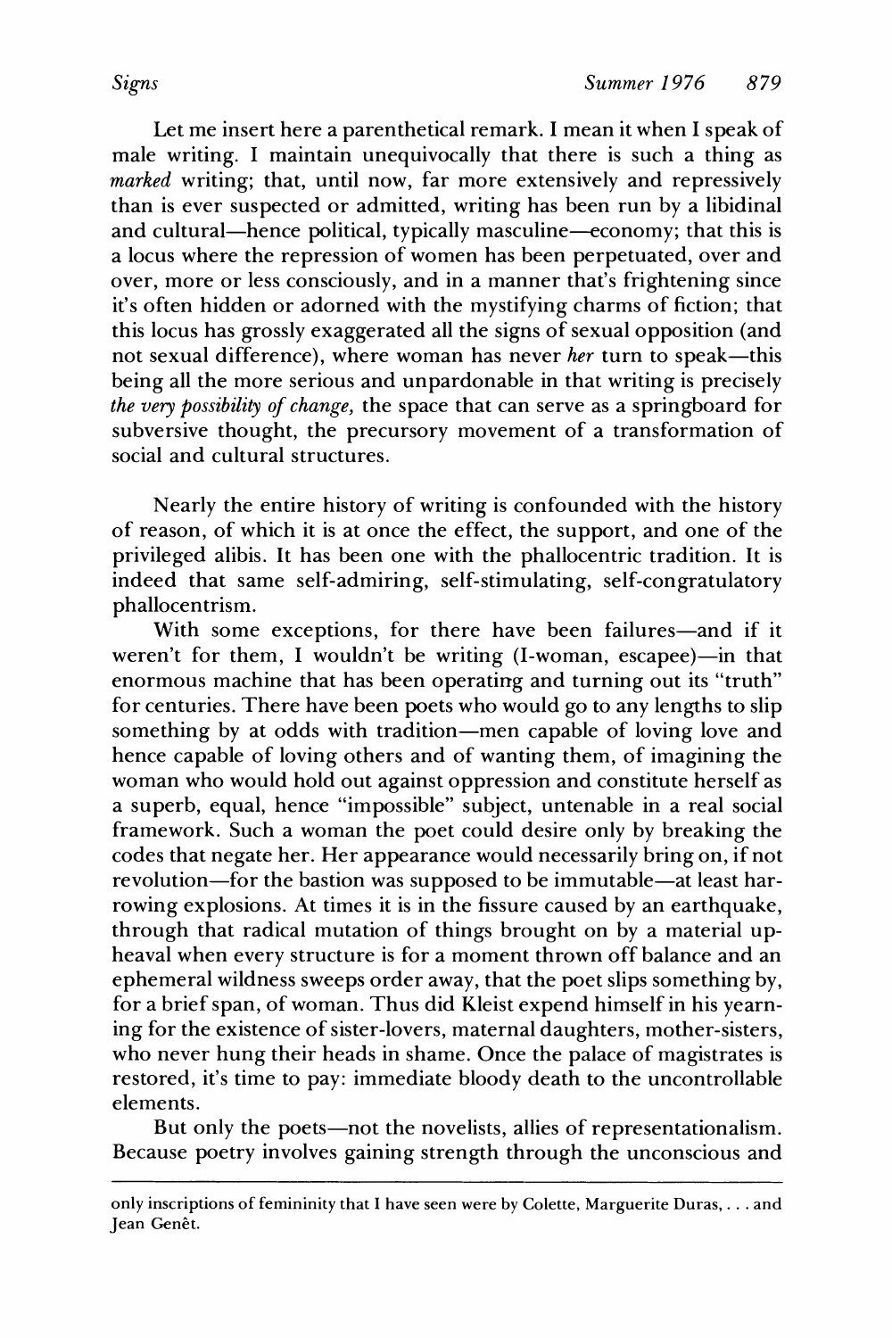Let me insert here a parenthetical remark. I mean it when I speak of male writing. I maintain unequivocally that there is such a thing as *marked* writing; that, until now, far more extensively and repressively than is ever suspected or admitted, writing has been run by a libidinal and cultural—hence political, typically masculine—economy; that this is a locus where the repression of women has been perpetuated, over and over, more or less consciously, and in a manner that's frightening since it's often hidden or adorned with the mystifying charms of fiction; that this locus has grossly exaggerated all the signs of sexual opposition (and not sexual difference), where woman has never *her* turn to speak—this being all the more serious and unpardonable in that writing is precisely *the very possibility of change,* the space that can serve as a springboard for subversive thought, the precursory movement of a transformation of social and cultural structures.

Nearly the entire history of writing is confounded with the history of reason, of which it is at once the effect, the support, and one of the privileged alibis. It has been one with the phallocentric tradition. It is indeed that same self-admiring, self-stimulating, self-congratulatory phallocentrism.

With some exceptions, for there have been failures—and if it weren't for them, I wouldn't be writing (I-woman, escapee)—in that enormous machine that has been operating and turning out its "truth" for centuries. There have been poets who would go to any lengths to slip something by at odds with tradition—men capable of loving love and hence capable of loving others and of wanting them, of imagining the woman who would hold out against oppression and constitute herself as a superb, equal, hence "impossible" subject, untenable in a real social framework. Such a woman the poet could desire only by breaking the codes that negate her. Her appearance would necessarily bring on, if not revolution—for the bastion was supposed to be immutable—at least harrowing explosions. At times it is in the fissure caused by an earthquake, through that radical mutation of things brought on by a material upheaval when every structure is for a moment thrown off balance and an ephemeral wildness sweeps order away, that the poet slips something by, for a brief span, of woman. Thus did Kleist expend himself in his yearning for the existence of sister-lovers, maternal daughters, mother-sisters, who never hung their heads in shame. Once the palace of magistrates is restored, it's time to pay: immediate bloody death to the uncontrollable elements.

But only the poets—not the novelists, allies of representationalism. Because poetry involves gaining strength through the unconscious and

---

only inscriptions of femininity that I have seen were by Colette, Marguerite Duras, . . . and Jean Genêt.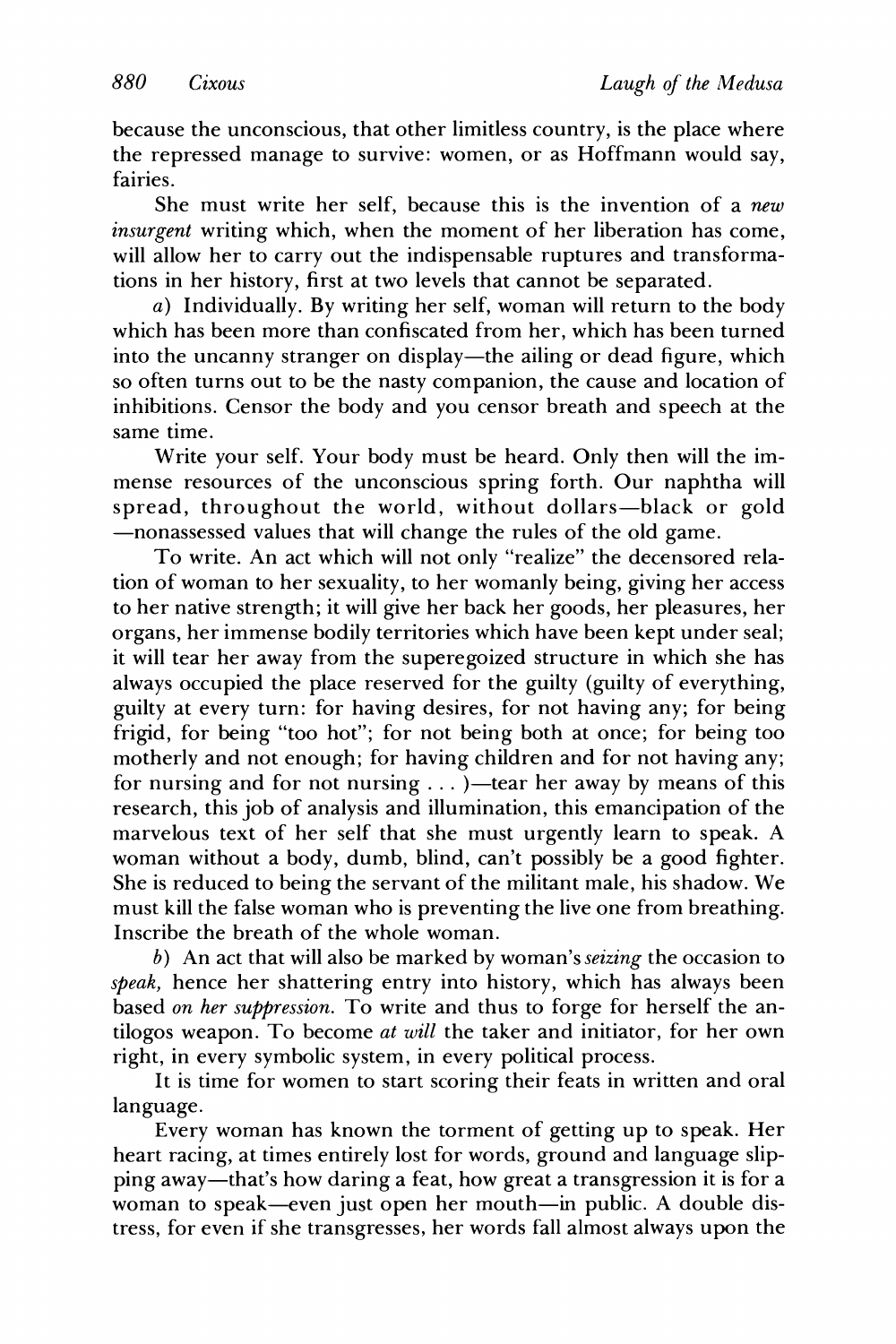because the unconscious, that other limitless country, is the place where the repressed manage to survive: women, or as Hoffmann would say, fairies.

She must write her self, because this is the invention of a *new insurgent* writing which, when the moment of her liberation has come, will allow her to carry out the indispensable ruptures and transformations in her history, first at two levels that cannot be separated.

*a*) Individually. By writing her self, woman will return to the body which has been more than confiscated from her, which has been turned into the uncanny stranger on display—the ailing or dead figure, which so often turns out to be the nasty companion, the cause and location of inhibitions. Censor the body and you censor breath and speech at the same time.

Write your self. Your body must be heard. Only then will the immense resources of the unconscious spring forth. Our naphtha will spread, throughout the world, without dollars—black or gold—nonassessed values that will change the rules of the old game.

To write. An act which will not only "realize" the decensored relation of woman to her sexuality, to her womanly being, giving her access to her native strength; it will give her back her goods, her pleasures, her organs, her immense bodily territories which have been kept under seal; it will tear her away from the superegoized structure in which she has always occupied the place reserved for the guilty (guilty of everything, guilty at every turn: for having desires, for not having any; for being frigid, for being "too hot"; for not being both at once; for being too motherly and not enough; for having children and for not having any; for nursing and for not nursing . . . )—tear her away by means of this research, this job of analysis and illumination, this emancipation of the marvelous text of her self that she must urgently learn to speak. A woman without a body, dumb, blind, can't possibly be a good fighter. She is reduced to being the servant of the militant male, his shadow. We must kill the false woman who is preventing the live one from breathing. Inscribe the breath of the whole woman.

*b*) An act that will also be marked by woman's *seizing* the occasion to *speak,* hence her shattering entry into history, which has always been based *on her suppression.* To write and thus to forge for herself the antilogos weapon. To become *at will* the taker and initiator, for her own right, in every symbolic system, in every political process.

It is time for women to start scoring their feats in written and oral language.

Every woman has known the torment of getting up to speak. Her heart racing, at times entirely lost for words, ground and language slipping away—that's how daring a feat, how great a transgression it is for a woman to speak—even just open her mouth—in public. A double distress, for even if she transgresses, her words fall almost always upon the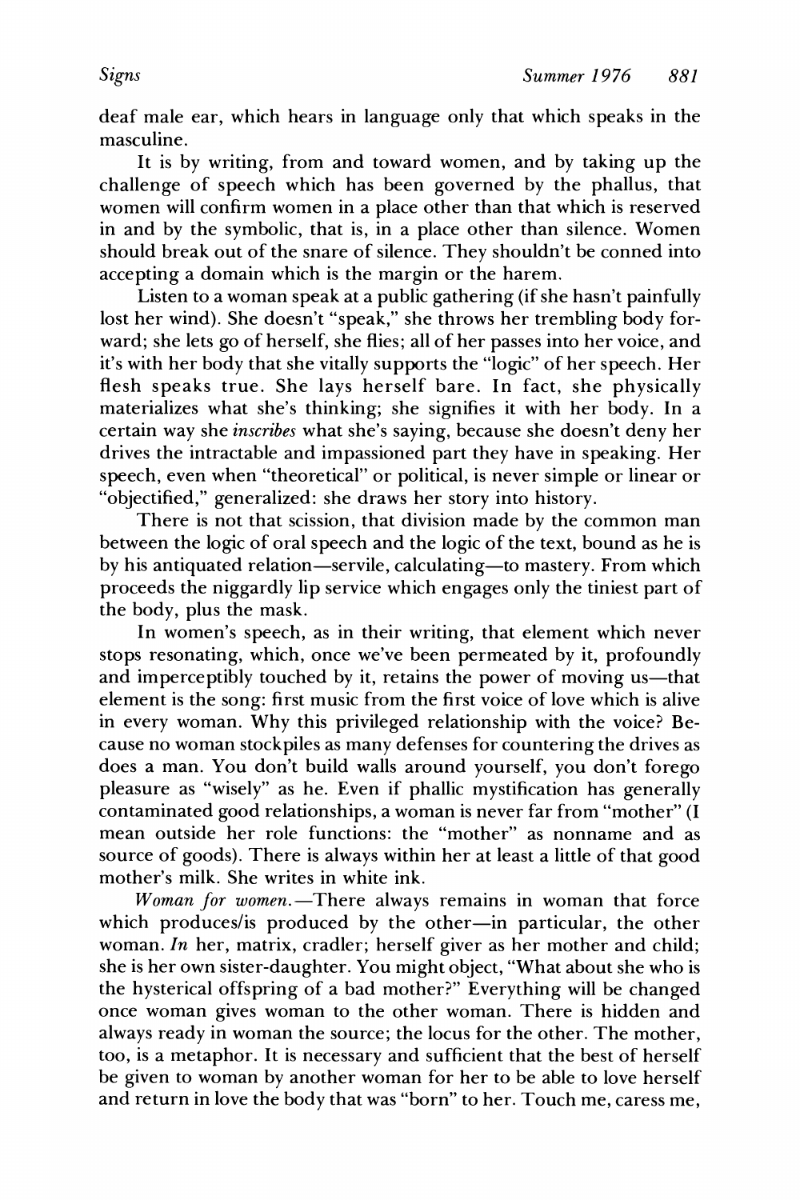deaf male ear, which hears in language only that which speaks in the masculine.

It is by writing, from and toward women, and by taking up the challenge of speech which has been governed by the phallus, that women will confirm women in a place other than that which is reserved in and by the symbolic, that is, in a place other than silence. Women should break out of the snare of silence. They shouldn't be conned into accepting a domain which is the margin or the harem.

Listen to a woman speak at a public gathering (if she hasn't painfully lost her wind). She doesn't "speak," she throws her trembling body forward; she lets go of herself, she flies; all of her passes into her voice, and it's with her body that she vitally supports the "logic" of her speech. Her flesh speaks true. She lays herself bare. In fact, she physically materializes what she's thinking; she signifies it with her body. In a certain way she *inscribes* what she's saying, because she doesn't deny her drives the intractable and impassioned part they have in speaking. Her speech, even when "theoretical" or political, is never simple or linear or "objectified," generalized: she draws her story into history.

There is not that scission, that division made by the common man between the logic of oral speech and the logic of the text, bound as he is by his antiquated relation—servile, calculating—to mastery. From which proceeds the niggardly lip service which engages only the tiniest part of the body, plus the mask.

In women's speech, as in their writing, that element which never stops resonating, which, once we've been permeated by it, profoundly and imperceptibly touched by it, retains the power of moving us—that element is the song: first music from the first voice of love which is alive in every woman. Why this privileged relationship with the voice? Because no woman stockpiles as many defenses for countering the drives as does a man. You don't build walls around yourself, you don't forego pleasure as "wisely" as he. Even if phallic mystification has generally contaminated good relationships, a woman is never far from "mother" (I mean outside her role functions: the "mother" as nonname and as source of goods). There is always within her at least a little of that good mother's milk. She writes in white ink.

*Woman for women.*—There always remains in woman that force which produces/is produced by the other—in particular, the other woman. *In* her, matrix, cradler; herself giver as her mother and child; she is her own sister-daughter. You might object, "What about she who is the hysterical offspring of a bad mother?" Everything will be changed once woman gives woman to the other woman. There is hidden and always ready in woman the source; the locus for the other. The mother, too, is a metaphor. It is necessary and sufficient that the best of herself be given to woman by another woman for her to be able to love herself and return in love the body that was "born" to her. Touch me, caress me,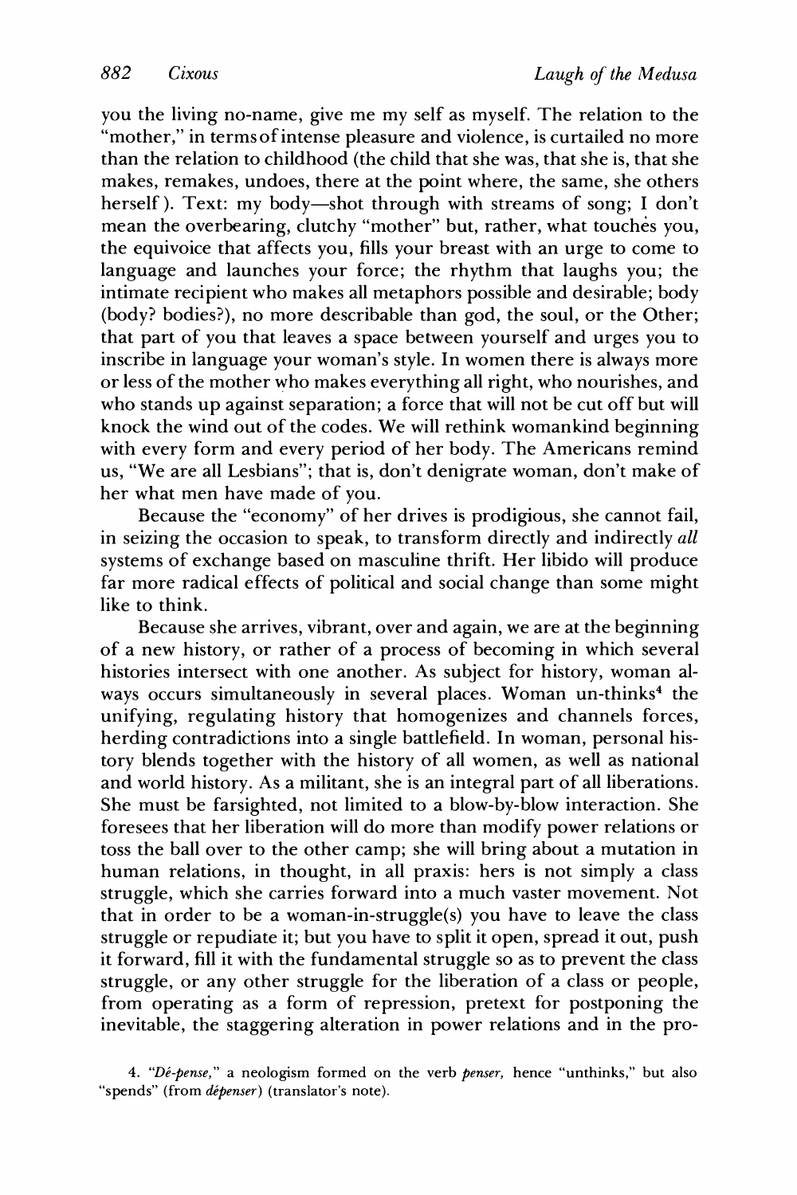you the living no-name, give me my self as myself. The relation to the "mother," in terms of intense pleasure and violence, is curtailed no more than the relation to childhood (the child that she was, that she is, that she makes, remakes, undoes, there at the point where, the same, she others herself). Text: my body—shot through with streams of song; I don't mean the overbearing, clutchy "mother" but, rather, what touches you, the equivoice that affects you, fills your breast with an urge to come to language and launches your force; the rhythm that laughs you; the intimate recipient who makes all metaphors possible and desirable; body (body? bodies?), no more describable than god, the soul, or the Other; that part of you that leaves a space between yourself and urges you to inscribe in language your woman's style. In women there is always more or less of the mother who makes everything all right, who nourishes, and who stands up against separation; a force that will not be cut off but will knock the wind out of the codes. We will rethink womankind beginning with every form and every period of her body. The Americans remind us, "We are all Lesbians"; that is, don't denigrate woman, don't make of her what men have made of you.

Because the "economy" of her drives is prodigious, she cannot fail, in seizing the occasion to speak, to transform directly and indirectly *all* systems of exchange based on masculine thrift. Her libido will produce far more radical effects of political and social change than some might like to think.

Because she arrives, vibrant, over and again, we are at the beginning of a new history, or rather of a process of becoming in which several histories intersect with one another. As subject for history, woman always occurs simultaneously in several places. Woman un-thinks[4] the unifying, regulating history that homogenizes and channels forces, herding contradictions into a single battlefield. In woman, personal history blends together with the history of all women, as well as national and world history. As a militant, she is an integral part of all liberations. She must be farsighted, not limited to a blow-by-blow interaction. She foresees that her liberation will do more than modify power relations or toss the ball over to the other camp; she will bring about a mutation in human relations, in thought, in all praxis: hers is not simply a class struggle, which she carries forward into a much vaster movement. Not that in order to be a woman-in-struggle(s) you have to leave the class struggle or repudiate it; but you have to split it open, spread it out, push it forward, fill it with the fundamental struggle so as to prevent the class struggle, or any other struggle for the liberation of a class or people, from operating as a form of repression, pretext for postponing the inevitable, the staggering alteration in power relations and in the pro-

4. "*Dé-pense,*" a neologism formed on the verb *penser,* hence "unthinks," but also "spends" (from *dépenser*) (translator's note).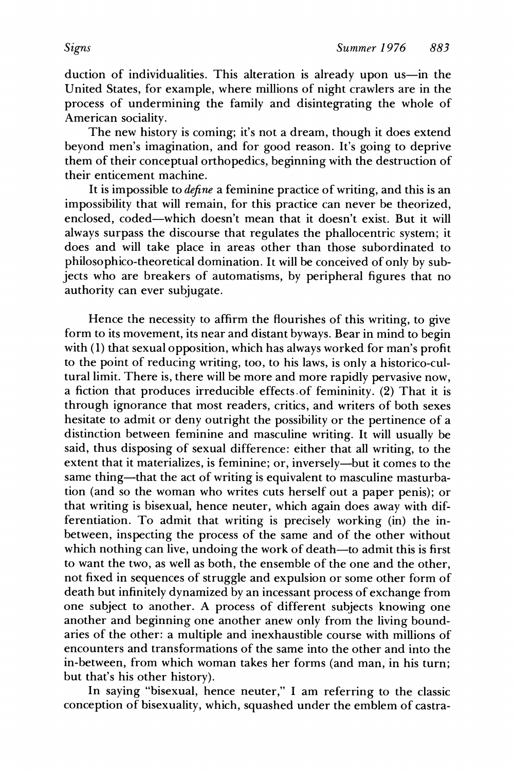duction of individualities. This alteration is already upon us—in the United States, for example, where millions of night crawlers are in the process of undermining the family and disintegrating the whole of American sociality.

The new history is coming; it's not a dream, though it does extend beyond men's imagination, and for good reason. It's going to deprive them of their conceptual orthopedics, beginning with the destruction of their enticement machine.

It is impossible to *define* a feminine practice of writing, and this is an impossibility that will remain, for this practice can never be theorized, enclosed, coded—which doesn't mean that it doesn't exist. But it will always surpass the discourse that regulates the phallocentric system; it does and will take place in areas other than those subordinated to philosophico-theoretical domination. It will be conceived of only by subjects who are breakers of automatisms, by peripheral figures that no authority can ever subjugate.

Hence the necessity to affirm the flourishes of this writing, to give form to its movement, its near and distant byways. Bear in mind to begin with (1) that sexual opposition, which has always worked for man's profit to the point of reducing writing, too, to his laws, is only a historico-cultural limit. There is, there will be more and more rapidly pervasive now, a fiction that produces irreducible effects of femininity. (2) That it is through ignorance that most readers, critics, and writers of both sexes hesitate to admit or deny outright the possibility or the pertinence of a distinction between feminine and masculine writing. It will usually be said, thus disposing of sexual difference: either that all writing, to the extent that it materializes, is feminine; or, inversely—but it comes to the same thing—that the act of writing is equivalent to masculine masturbation (and so the woman who writes cuts herself out a paper penis); or that writing is bisexual, hence neuter, which again does away with differentiation. To admit that writing is precisely working (in) the in-between, inspecting the process of the same and of the other without which nothing can live, undoing the work of death—to admit this is first to want the two, as well as both, the ensemble of the one and the other, not fixed in sequences of struggle and expulsion or some other form of death but infinitely dynamized by an incessant process of exchange from one subject to another. A process of different subjects knowing one another and beginning one another anew only from the living boundaries of the other: a multiple and inexhaustible course with millions of encounters and transformations of the same into the other and into the in-between, from which woman takes her forms (and man, in his turn; but that's his other history).

In saying "bisexual, hence neuter," I am referring to the classic conception of bisexuality, which, squashed under the emblem of castra-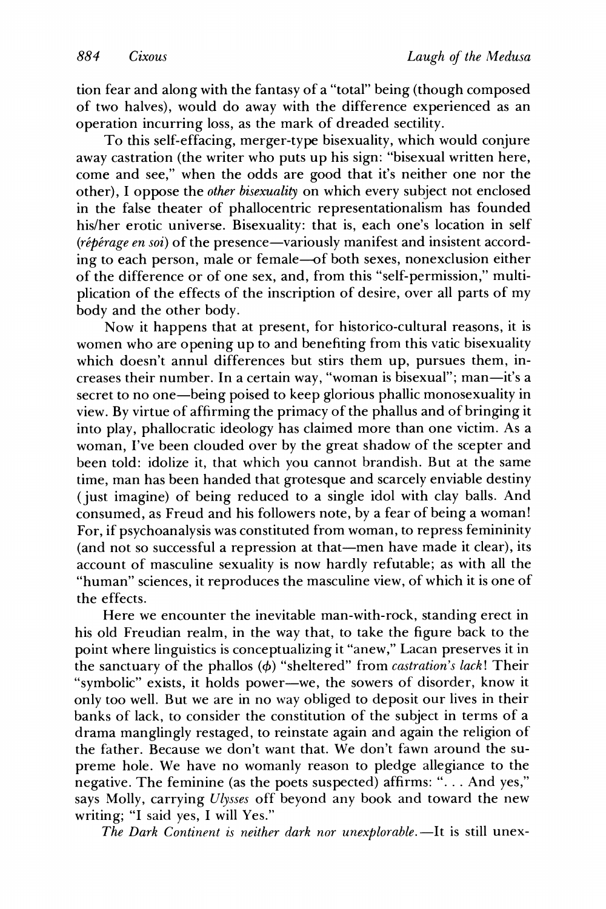tion fear and along with the fantasy of a "total" being (though composed of two halves), would do away with the difference experienced as an operation incurring loss, as the mark of dreaded sectility.

To this self-effacing, merger-type bisexuality, which would conjure away castration (the writer who puts up his sign: "bisexual written here, come and see," when the odds are good that it's neither one nor the other), I oppose the *other bisexuality* on which every subject not enclosed in the false theater of phallocentric representationalism has founded his/her erotic universe. Bisexuality: that is, each one's location in self (*repérage en soi*) of the presence—variously manifest and insistent according to each person, male or female—of both sexes, nonexclusion either of the difference or of one sex, and, from this "self-permission," multiplication of the effects of the inscription of desire, over all parts of my body and the other body.

Now it happens that at present, for historico-cultural reasons, it is women who are opening up to and benefiting from this vatic bisexuality which doesn't annul differences but stirs them up, pursues them, increases their number. In a certain way, "woman is bisexual"; man—it's a secret to no one—being poised to keep glorious phallic monosexuality in view. By virtue of affirming the primacy of the phallus and of bringing it into play, phallocratic ideology has claimed more than one victim. As a woman, I've been clouded over by the great shadow of the scepter and been told: idolize it, that which you cannot brandish. But at the same time, man has been handed that grotesque and scarcely enviable destiny (just imagine) of being reduced to a single idol with clay balls. And consumed, as Freud and his followers note, by a fear of being a woman! For, if psychoanalysis was constituted from woman, to repress femininity (and not so successful a repression at that—men have made it clear), its account of masculine sexuality is now hardly refutable; as with all the "human" sciences, it reproduces the masculine view, of which it is one of the effects.

Here we encounter the inevitable man-with-rock, standing erect in his old Freudian realm, in the way that, to take the figure back to the point where linguistics is conceptualizing it "anew," Lacan preserves it in the sanctuary of the phallos ($\phi$) "sheltered" from *castration's lack*! Their "symbolic" exists, it holds power—we, the sowers of disorder, know it only too well. But we are in no way obliged to deposit our lives in their banks of lack, to consider the constitution of the subject in terms of a drama manglingly restaged, to reinstate again and again the religion of the father. Because we don't want that. We don't fawn around the supreme hole. We have no womanly reason to pledge allegiance to the negative. The feminine (as the poets suspected) affirms: ". . . And yes," says Molly, carrying *Ulysses* off beyond any book and toward the new writing; "I said yes, I will Yes."

*The Dark Continent is neither dark nor unexplorable.*—It is still unex-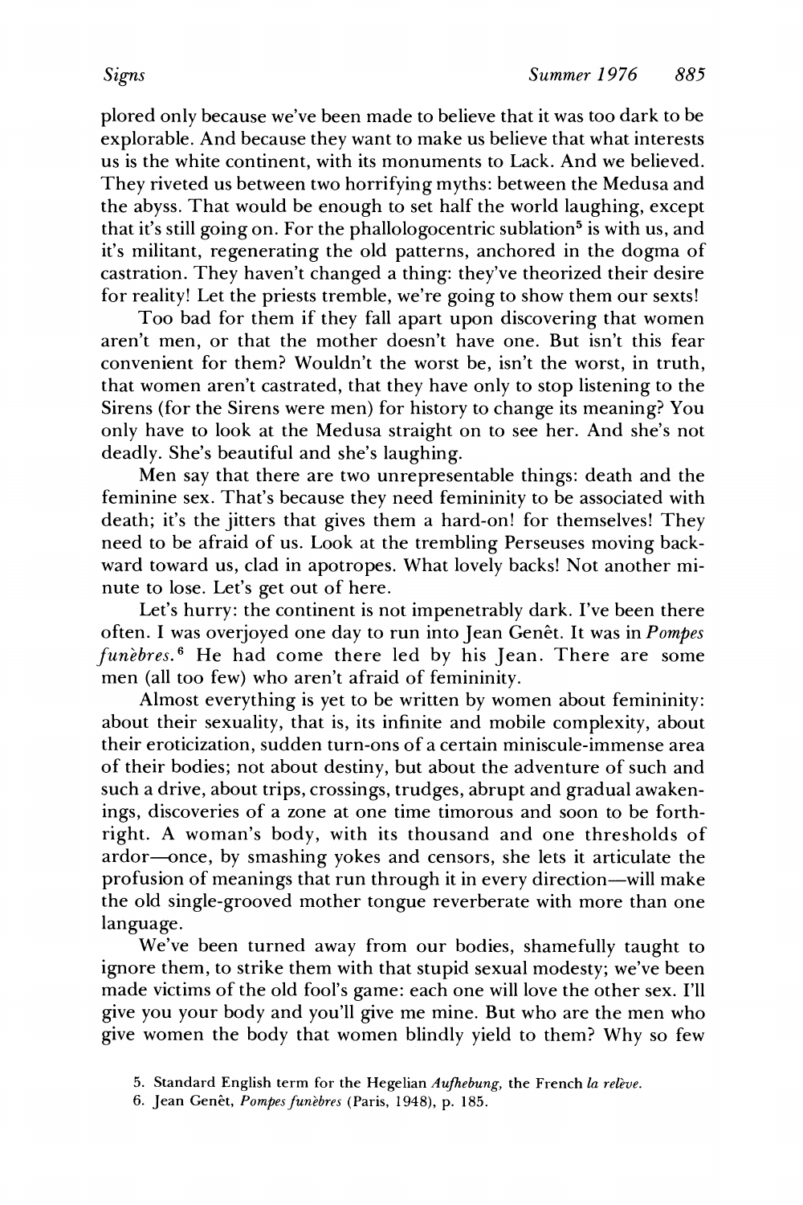plored only because we've been made to believe that it was too dark to be explorable. And because they want to make us believe that what interests us is the white continent, with its monuments to Lack. And we believed. They riveted us between two horrifying myths: between the Medusa and the abyss. That would be enough to set half the world laughing, except that it's still going on. For the phallologocentric sublation[5] is with us, and it's militant, regenerating the old patterns, anchored in the dogma of castration. They haven't changed a thing: they've theorized their desire for reality! Let the priests tremble, we're going to show them our sexts!

Too bad for them if they fall apart upon discovering that women aren't men, or that the mother doesn't have one. But isn't this fear convenient for them? Wouldn't the worst be, isn't the worst, in truth, that women aren't castrated, that they have only to stop listening to the Sirens (for the Sirens were men) for history to change its meaning? You only have to look at the Medusa straight on to see her. And she's not deadly. She's beautiful and she's laughing.

Men say that there are two unrepresentable things: death and the feminine sex. That's because they need femininity to be associated with death; it's the jitters that gives them a hard-on! for themselves! They need to be afraid of us. Look at the trembling Perseuses moving backward toward us, clad in apotropes. What lovely backs! Not another minute to lose. Let's get out of here.

Let's hurry: the continent is not impenetrably dark. I've been there often. I was overjoyed one day to run into Jean Genêt. It was in *Pompes funèbres*.[6] He had come there led by his Jean. There are some men (all too few) who aren't afraid of femininity.

Almost everything is yet to be written by women about femininity: about their sexuality, that is, its infinite and mobile complexity, about their eroticization, sudden turn-ons of a certain miniscule-immense area of their bodies; not about destiny, but about the adventure of such and such a drive, about trips, crossings, trudges, abrupt and gradual awakenings, discoveries of a zone at one time timorous and soon to be forthright. A woman's body, with its thousand and one thresholds of ardor—once, by smashing yokes and censors, she lets it articulate the profusion of meanings that run through it in every direction—will make the old single-grooved mother tongue reverberate with more than one language.

We've been turned away from our bodies, shamefully taught to ignore them, to strike them with that stupid sexual modesty; we've been made victims of the old fool's game: each one will love the other sex. I'll give you your body and you'll give me mine. But who are the men who give women the body that women blindly yield to them? Why so few

5. Standard English term for the Hegelian *Aufhebung*, the French *la relève*.

6. Jean Genêt, *Pompes funèbres* (Paris, 1948), p. 185.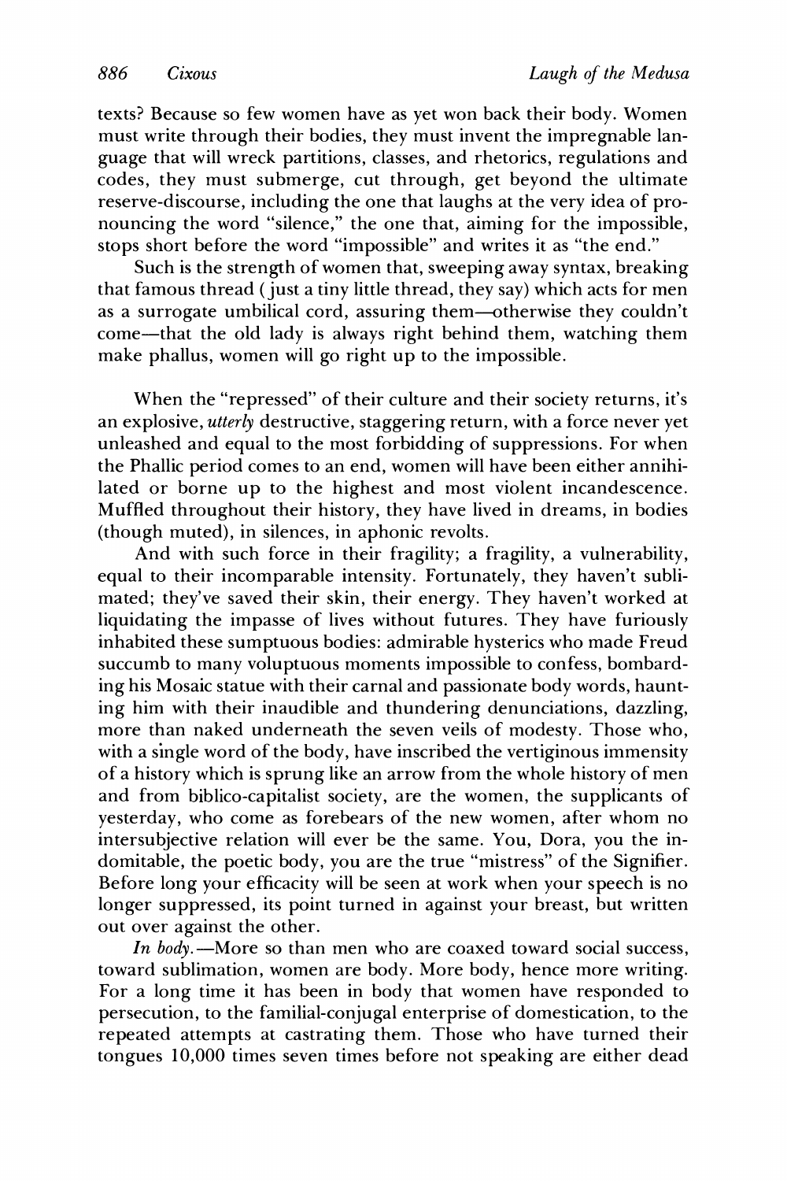texts? Because so few women have as yet won back their body. Women must write through their bodies, they must invent the impregnable language that will wreck partitions, classes, and rhetorics, regulations and codes, they must submerge, cut through, get beyond the ultimate reserve-discourse, including the one that laughs at the very idea of pronouncing the word "silence," the one that, aiming for the impossible, stops short before the word "impossible" and writes it as "the end."

Such is the strength of women that, sweeping away syntax, breaking that famous thread (just a tiny little thread, they say) which acts for men as a surrogate umbilical cord, assuring them—otherwise they couldn't come—that the old lady is always right behind them, watching them make phallus, women will go right up to the impossible.

When the "repressed" of their culture and their society returns, it's an explosive, *utterly* destructive, staggering return, with a force never yet unleashed and equal to the most forbidding of suppressions. For when the Phallic period comes to an end, women will have been either annihilated or borne up to the highest and most violent incandescence. Muffled throughout their history, they have lived in dreams, in bodies (though muted), in silences, in aphonic revolts.

And with such force in their fragility; a fragility, a vulnerability, equal to their incomparable intensity. Fortunately, they haven't sublimated; they've saved their skin, their energy. They haven't worked at liquidating the impasse of lives without futures. They have furiously inhabited these sumptuous bodies: admirable hysterics who made Freud succumb to many voluptuous moments impossible to confess, bombarding his Mosaic statue with their carnal and passionate body words, haunting him with their inaudible and thundering denunciations, dazzling, more than naked underneath the seven veils of modesty. Those who, with a single word of the body, have inscribed the vertiginous immensity of a history which is sprung like an arrow from the whole history of men and from biblico-capitalist society, are the women, the supplicants of yesterday, who come as forebears of the new women, after whom no intersubjective relation will ever be the same. You, Dora, you the indomitable, the poetic body, you are the true "mistress" of the Signifier. Before long your efficacity will be seen at work when your speech is no longer suppressed, its point turned in against your breast, but written out over against the other.

*In body.*—More so than men who are coaxed toward social success, toward sublimation, women are body. More body, hence more writing. For a long time it has been in body that women have responded to persecution, to the familial-conjugal enterprise of domestication, to the repeated attempts at castrating them. Those who have turned their tongues 10,000 times seven times before not speaking are either dead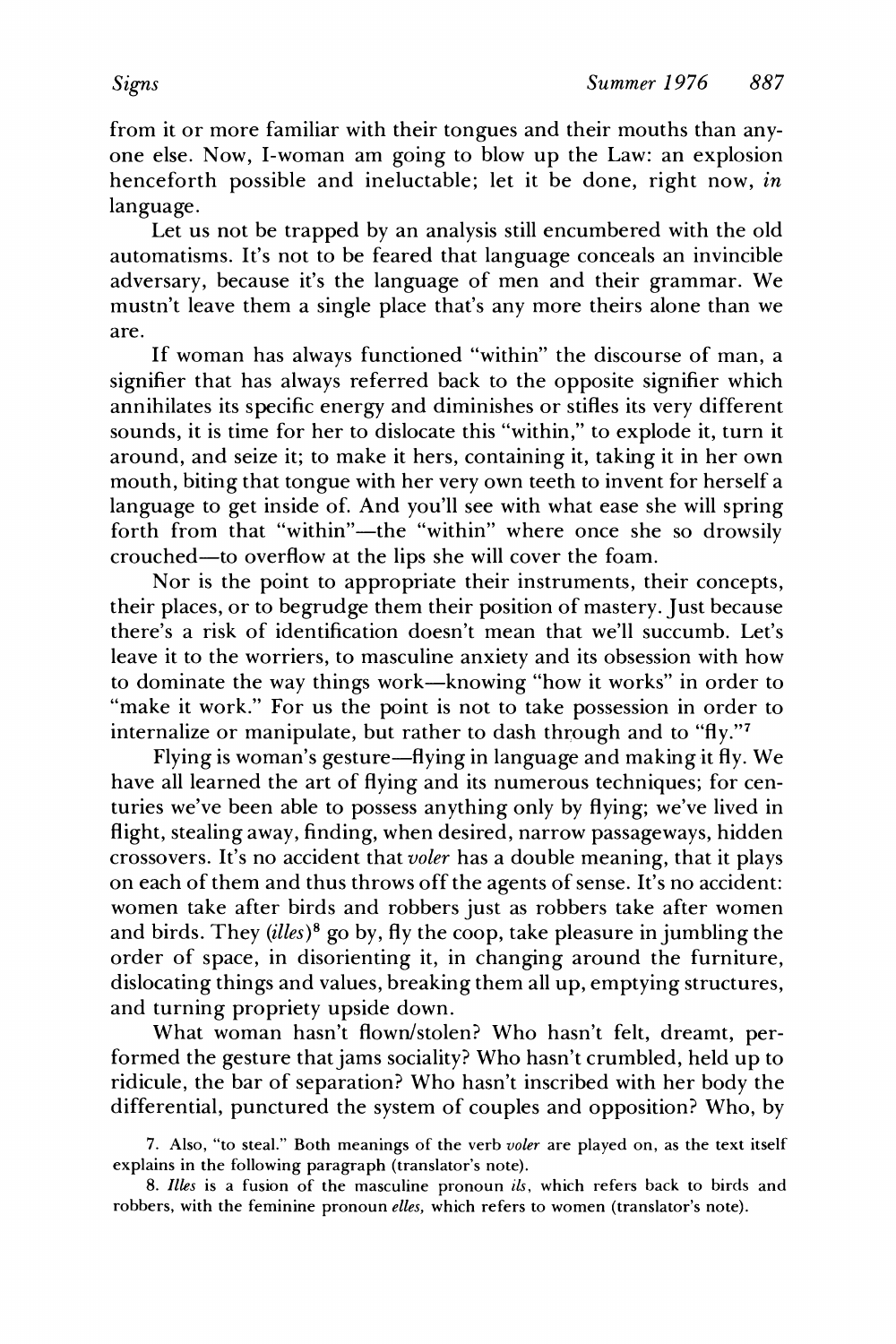from it or more familiar with their tongues and their mouths than anyone else. Now, I-woman am going to blow up the Law: an explosion henceforth possible and ineluctable; let it be done, right now, *in* language.

Let us not be trapped by an analysis still encumbered with the old automatisms. It's not to be feared that language conceals an invincible adversary, because it's the language of men and their grammar. We mustn't leave them a single place that's any more theirs alone than we are.

If woman has always functioned "within" the discourse of man, a signifier that has always referred back to the opposite signifier which annihilates its specific energy and diminishes or stifles its very different sounds, it is time for her to dislocate this "within," to explode it, turn it around, and seize it; to make it hers, containing it, taking it in her own mouth, biting that tongue with her very own teeth to invent for herself a language to get inside of. And you'll see with what ease she will spring forth from that "within"—the "within" where once she so drowsily crouched—to overflow at the lips she will cover the foam.

Nor is the point to appropriate their instruments, their concepts, their places, or to begrudge them their position of mastery. Just because there's a risk of identification doesn't mean that we'll succumb. Let's leave it to the worriers, to masculine anxiety and its obsession with how to dominate the way things work—knowing "how it works" in order to "make it work." For us the point is not to take possession in order to internalize or manipulate, but rather to dash through and to "fly."[7]

Flying is woman's gesture—flying in language and making it fly. We have all learned the art of flying and its numerous techniques; for centuries we've been able to possess anything only by flying; we've lived in flight, stealing away, finding, when desired, narrow passageways, hidden crossovers. It's no accident that *voler* has a double meaning, that it plays on each of them and thus throws off the agents of sense. It's no accident: women take after birds and robbers just as robbers take after women and birds. They (*illes*)[8] go by, fly the coop, take pleasure in jumbling the order of space, in disorienting it, in changing around the furniture, dislocating things and values, breaking them all up, emptying structures, and turning propriety upside down.

What woman hasn't flown/stolen? Who hasn't felt, dreamt, performed the gesture that jams sociality? Who hasn't crumbled, held up to ridicule, the bar of separation? Who hasn't inscribed with her body the differential, punctured the system of couples and opposition? Who, by

7. Also, "to steal." Both meanings of the verb *voler* are played on, as the text itself explains in the following paragraph (translator's note).

8. *Illes* is a fusion of the masculine pronoun *ils*, which refers back to birds and robbers, with the feminine pronoun *elles*, which refers to women (translator's note).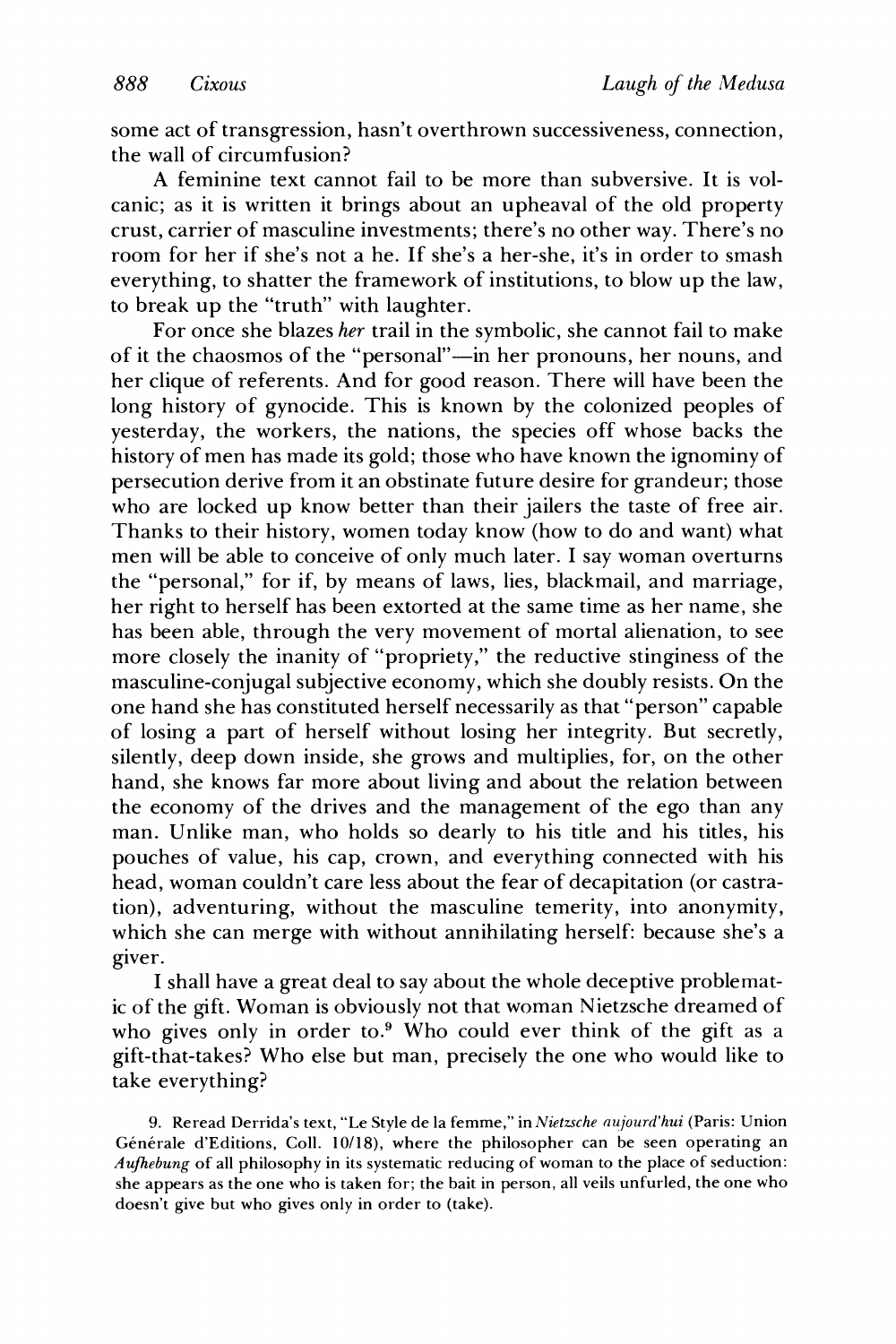some act of transgression, hasn't overthrown successiveness, connection, the wall of circumfusion?

A feminine text cannot fail to be more than subversive. It is volcanic; as it is written it brings about an upheaval of the old property crust, carrier of masculine investments; there's no other way. There's no room for her if she's not a he. If she's a her-she, it's in order to smash everything, to shatter the framework of institutions, to blow up the law, to break up the "truth" with laughter.

For once she blazes *her* trail in the symbolic, she cannot fail to make of it the chaosmos of the "personal"—in her pronouns, her nouns, and her clique of referents. And for good reason. There will have been the long history of gynocide. This is known by the colonized peoples of yesterday, the workers, the nations, the species off whose backs the history of men has made its gold; those who have known the ignominy of persecution derive from it an obstinate future desire for grandeur; those who are locked up know better than their jailers the taste of free air. Thanks to their history, women today know (how to do and want) what men will be able to conceive of only much later. I say woman overturns the "personal," for if, by means of laws, lies, blackmail, and marriage, her right to herself has been extorted at the same time as her name, she has been able, through the very movement of mortal alienation, to see more closely the inanity of "propriety," the reductive stinginess of the masculine-conjugal subjective economy, which she doubly resists. On the one hand she has constituted herself necessarily as that "person" capable of losing a part of herself without losing her integrity. But secretly, silently, deep down inside, she grows and multiplies, for, on the other hand, she knows far more about living and about the relation between the economy of the drives and the management of the ego than any man. Unlike man, who holds so dearly to his title and his titles, his pouches of value, his cap, crown, and everything connected with his head, woman couldn't care less about the fear of decapitation (or castration), adventuring, without the masculine temerity, into anonymity, which she can merge with without annihilating herself: because she's a giver.

I shall have a great deal to say about the whole deceptive problematic of the gift. Woman is obviously not that woman Nietzsche dreamed of who gives only in order to.[9] Who could ever think of the gift as a gift-that-takes? Who else but man, precisely the one who would like to take everything?

9. Reread Derrida's text, "Le Style de la femme," in *Nietzsche aujourd'hui* (Paris: Union Générale d'Editions, Coll. 10/18), where the philosopher can be seen operating an *Aufhebung* of all philosophy in its systematic reducing of woman to the place of seduction: she appears as the one who is taken for; the bait in person, all veils unfurled, the one who doesn't give but who gives only in order to (take).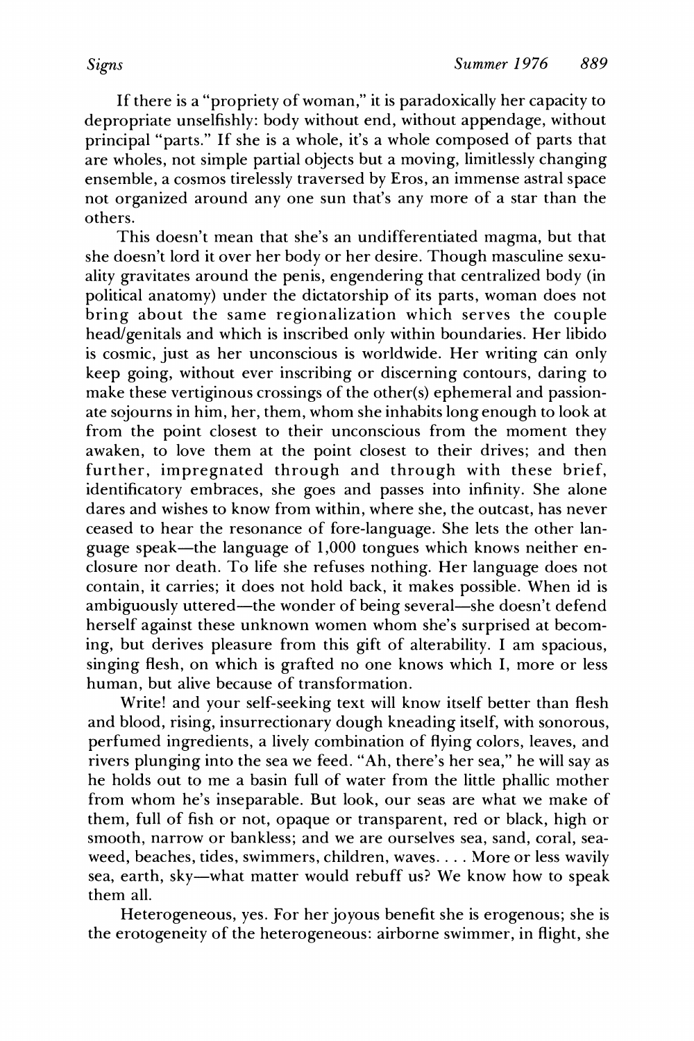If there is a "propriety of woman," it is paradoxically her capacity to depropriate unselfishly: body without end, without appendage, without principal "parts." If she is a whole, it's a whole composed of parts that are wholes, not simple partial objects but a moving, limitlessly changing ensemble, a cosmos tirelessly traversed by Eros, an immense astral space not organized around any one sun that's any more of a star than the others.

This doesn't mean that she's an undifferentiated magma, but that she doesn't lord it over her body or her desire. Though masculine sexuality gravitates around the penis, engendering that centralized body (in political anatomy) under the dictatorship of its parts, woman does not bring about the same regionalization which serves the couple head/genitals and which is inscribed only within boundaries. Her libido is cosmic, just as her unconscious is worldwide. Her writing can only keep going, without ever inscribing or discerning contours, daring to make these vertiginous crossings of the other(s) ephemeral and passionate sojourns in him, her, them, whom she inhabits long enough to look at from the point closest to their unconscious from the moment they awaken, to love them at the point closest to their drives; and then further, impregnated through and through with these brief, identificatory embraces, she goes and passes into infinity. She alone dares and wishes to know from within, where she, the outcast, has never ceased to hear the resonance of fore-language. She lets the other language speak—the language of 1,000 tongues which knows neither enclosure nor death. To life she refuses nothing. Her language does not contain, it carries; it does not hold back, it makes possible. When id is ambiguously uttered—the wonder of being several—she doesn't defend herself against these unknown women whom she's surprised at becoming, but derives pleasure from this gift of alterability. I am spacious, singing flesh, on which is grafted no one knows which I, more or less human, but alive because of transformation.

Write! and your self-seeking text will know itself better than flesh and blood, rising, insurrectionary dough kneading itself, with sonorous, perfumed ingredients, a lively combination of flying colors, leaves, and rivers plunging into the sea we feed. "Ah, there's her sea," he will say as he holds out to me a basin full of water from the little phallic mother from whom he's inseparable. But look, our seas are what we make of them, full of fish or not, opaque or transparent, red or black, high or smooth, narrow or bankless; and we are ourselves sea, sand, coral, seaweed, beaches, tides, swimmers, children, waves. . . . More or less wavily sea, earth, sky—what matter would rebuff us? We know how to speak them all.

Heterogeneous, yes. For her joyous benefit she is erogenous; she is the erotogeneity of the heterogeneous: airborne swimmer, in flight, she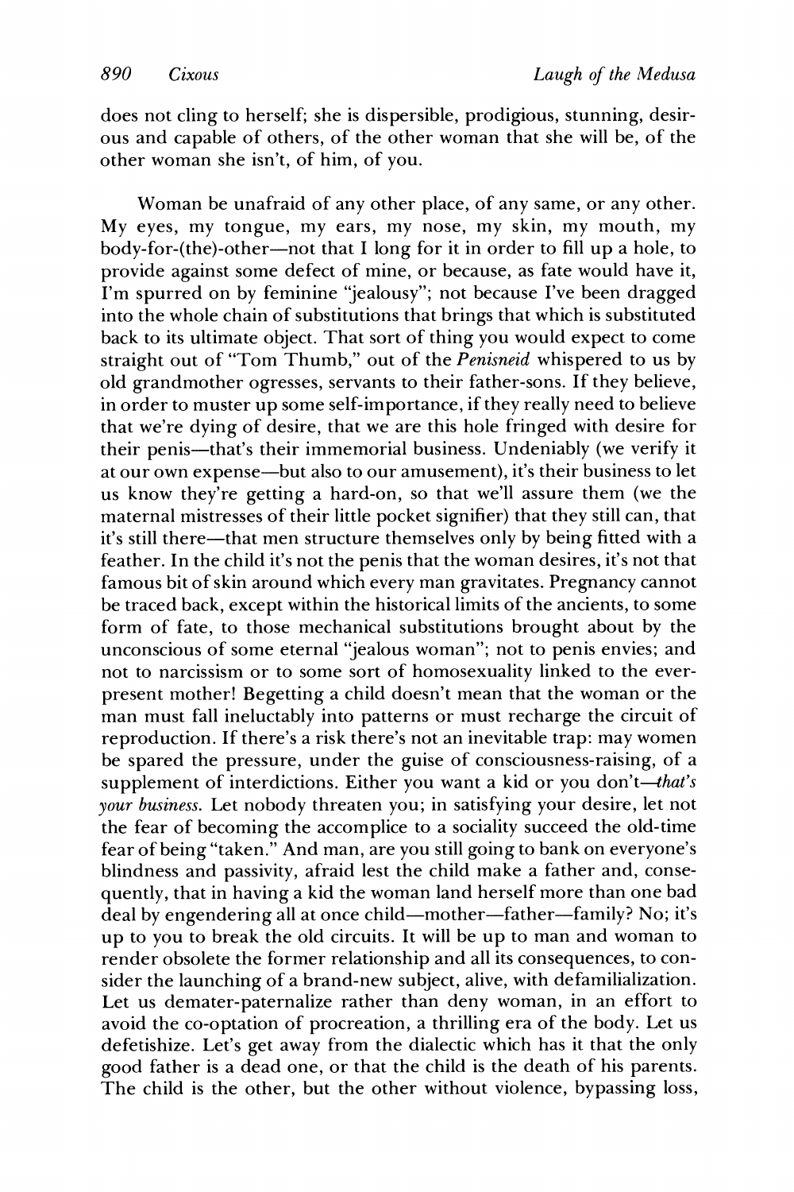does not cling to herself; she is dispersible, prodigious, stunning, desirous and capable of others, of the other woman that she will be, of the other woman she isn't, of him, of you.

Woman be unafraid of any other place, of any same, or any other. My eyes, my tongue, my ears, my nose, my skin, my mouth, my body-for-(the)-other—not that I long for it in order to fill up a hole, to provide against some defect of mine, or because, as fate would have it, I'm spurred on by feminine "jealousy"; not because I've been dragged into the whole chain of substitutions that brings that which is substituted back to its ultimate object. That sort of thing you would expect to come straight out of "Tom Thumb," out of the *Penisneid* whispered to us by old grandmother ogresses, servants to their father-sons. If they believe, in order to muster up some self-importance, if they really need to believe that we're dying of desire, that we are this hole fringed with desire for their penis—that's their immemorial business. Undeniably (we verify it at our own expense—but also to our amusement), it's their business to let us know they're getting a hard-on, so that we'll assure them (we the maternal mistresses of their little pocket signifier) that they still can, that it's still there—that men structure themselves only by being fitted with a feather. In the child it's not the penis that the woman desires, it's not that famous bit of skin around which every man gravitates. Pregnancy cannot be traced back, except within the historical limits of the ancients, to some form of fate, to those mechanical substitutions brought about by the unconscious of some eternal "jealous woman"; not to penis envies; and not to narcissism or to some sort of homosexuality linked to the ever-present mother! Begetting a child doesn't mean that the woman or the man must fall ineluctably into patterns or must recharge the circuit of reproduction. If there's a risk there's not an inevitable trap: may women be spared the pressure, under the guise of consciousness-raising, of a supplement of interdictions. Either you want a kid or you don't—*that's your business.* Let nobody threaten you; in satisfying your desire, let not the fear of becoming the accomplice to a sociality succeed the old-time fear of being "taken." And man, are you still going to bank on everyone's blindness and passivity, afraid lest the child make a father and, consequently, that in having a kid the woman land herself more than one bad deal by engendering all at once child—mother—father—family? No; it's up to you to break the old circuits. It will be up to man and woman to render obsolete the former relationship and all its consequences, to consider the launching of a brand-new subject, alive, with defamilialization. Let us demater-paternalize rather than deny woman, in an effort to avoid the co-optation of procreation, a thrilling era of the body. Let us defetishize. Let's get away from the dialectic which has it that the only good father is a dead one, or that the child is the death of his parents. The child is the other, but the other without violence, bypassing loss,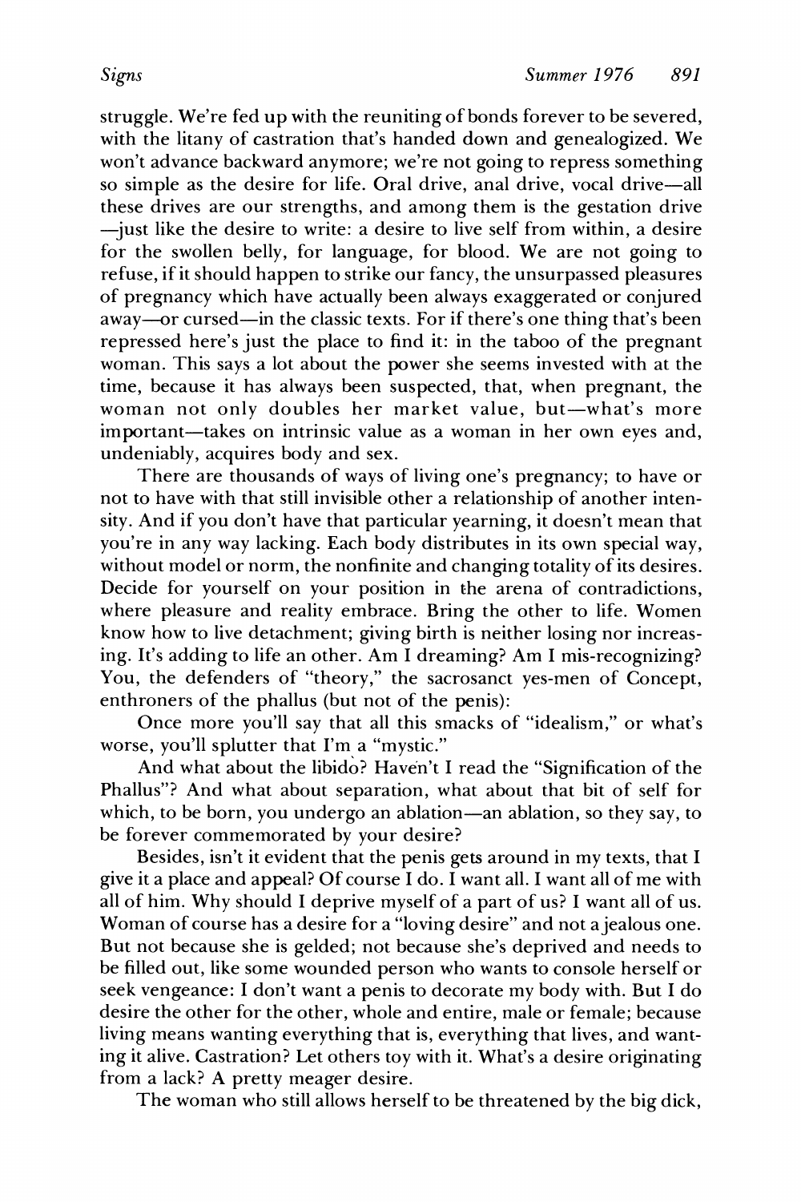struggle. We're fed up with the reuniting of bonds forever to be severed, with the litany of castration that's handed down and genealogized. We won't advance backward anymore; we're not going to repress something so simple as the desire for life. Oral drive, anal drive, vocal drive—all these drives are our strengths, and among them is the gestation drive—just like the desire to write: a desire to live self from within, a desire for the swollen belly, for language, for blood. We are not going to refuse, if it should happen to strike our fancy, the unsurpassed pleasures of pregnancy which have actually been always exaggerated or conjured away—or cursed—in the classic texts. For if there's one thing that's been repressed here's just the place to find it: in the taboo of the pregnant woman. This says a lot about the power she seems invested with at the time, because it has always been suspected, that, when pregnant, the woman not only doubles her market value, but—what's more important—takes on intrinsic value as a woman in her own eyes and, undeniably, acquires body and sex.

There are thousands of ways of living one's pregnancy; to have or not to have with that still invisible other a relationship of another intensity. And if you don't have that particular yearning, it doesn't mean that you're in any way lacking. Each body distributes in its own special way, without model or norm, the nonfinite and changing totality of its desires. Decide for yourself on your position in the arena of contradictions, where pleasure and reality embrace. Bring the other to life. Women know how to live detachment; giving birth is neither losing nor increasing. It's adding to life an other. Am I dreaming? Am I mis-recognizing? You, the defenders of "theory," the sacrosanct yes-men of Concept, enthroners of the phallus (but not of the penis):

Once more you'll say that all this smacks of "idealism," or what's worse, you'll splutter that I'm a "mystic."

And what about the libido? Haven't I read the "Signification of the Phallus"? And what about separation, what about that bit of self for which, to be born, you undergo an ablation—an ablation, so they say, to be forever commemorated by your desire?

Besides, isn't it evident that the penis gets around in my texts, that I give it a place and appeal? Of course I do. I want all. I want all of me with all of him. Why should I deprive myself of a part of us? I want all of us. Woman of course has a desire for a "loving desire" and not a jealous one. But not because she is gelded; not because she's deprived and needs to be filled out, like some wounded person who wants to console herself or seek vengeance: I don't want a penis to decorate my body with. But I do desire the other for the other, whole and entire, male or female; because living means wanting everything that is, everything that lives, and wanting it alive. Castration? Let others toy with it. What's a desire originating from a lack? A pretty meager desire.

The woman who still allows herself to be threatened by the big dick,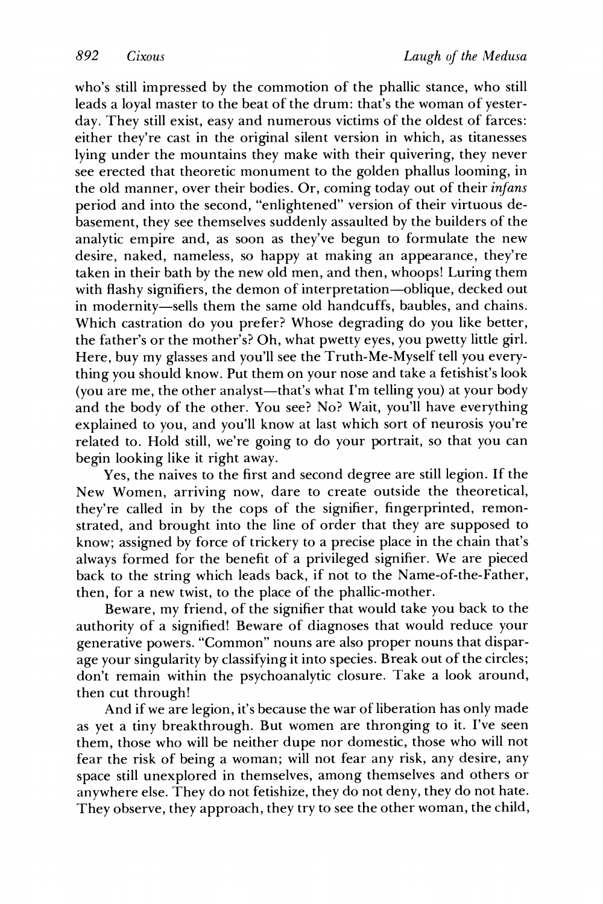who's still impressed by the commotion of the phallic stance, who still leads a loyal master to the beat of the drum: that's the woman of yesterday. They still exist, easy and numerous victims of the oldest of farces: either they're cast in the original silent version in which, as titanesses lying under the mountains they make with their quivering, they never see erected that theoretic monument to the golden phallus looming, in the old manner, over their bodies. Or, coming today out of their *infans* period and into the second, "enlightened" version of their virtuous debasement, they see themselves suddenly assaulted by the builders of the analytic empire and, as soon as they've begun to formulate the new desire, naked, nameless, so happy at making an appearance, they're taken in their bath by the new old men, and then, whoops! Luring them with flashy signifiers, the demon of interpretation—oblique, decked out in modernity—sells them the same old handcuffs, baubles, and chains. Which castration do you prefer? Whose degrading do you like better, the father's or the mother's? Oh, what pwetty eyes, you pwetty little girl. Here, buy my glasses and you'll see the Truth-Me-Myself tell you everything you should know. Put them on your nose and take a fetishist's look (you are me, the other analyst—that's what I'm telling you) at your body and the body of the other. You see? No? Wait, you'll have everything explained to you, and you'll know at last which sort of neurosis you're related to. Hold still, we're going to do your portrait, so that you can begin looking like it right away.

Yes, the naives to the first and second degree are still legion. If the New Women, arriving now, dare to create outside the theoretical, they're called in by the cops of the signifier, fingerprinted, remonstrated, and brought into the line of order that they are supposed to know; assigned by force of trickery to a precise place in the chain that's always formed for the benefit of a privileged signifier. We are pieced back to the string which leads back, if not to the Name-of-the-Father, then, for a new twist, to the place of the phallic-mother.

Beware, my friend, of the signifier that would take you back to the authority of a signified! Beware of diagnoses that would reduce your generative powers. "Common" nouns are also proper nouns that disparage your singularity by classifying it into species. Break out of the circles; don't remain within the psychoanalytic closure. Take a look around, then cut through!

And if we are legion, it's because the war of liberation has only made as yet a tiny breakthrough. But women are thronging to it. I've seen them, those who will be neither dupe nor domestic, those who will not fear the risk of being a woman; will not fear any risk, any desire, any space still unexplored in themselves, among themselves and others or anywhere else. They do not fetishize, they do not deny, they do not hate. They observe, they approach, they try to see the other woman, the child,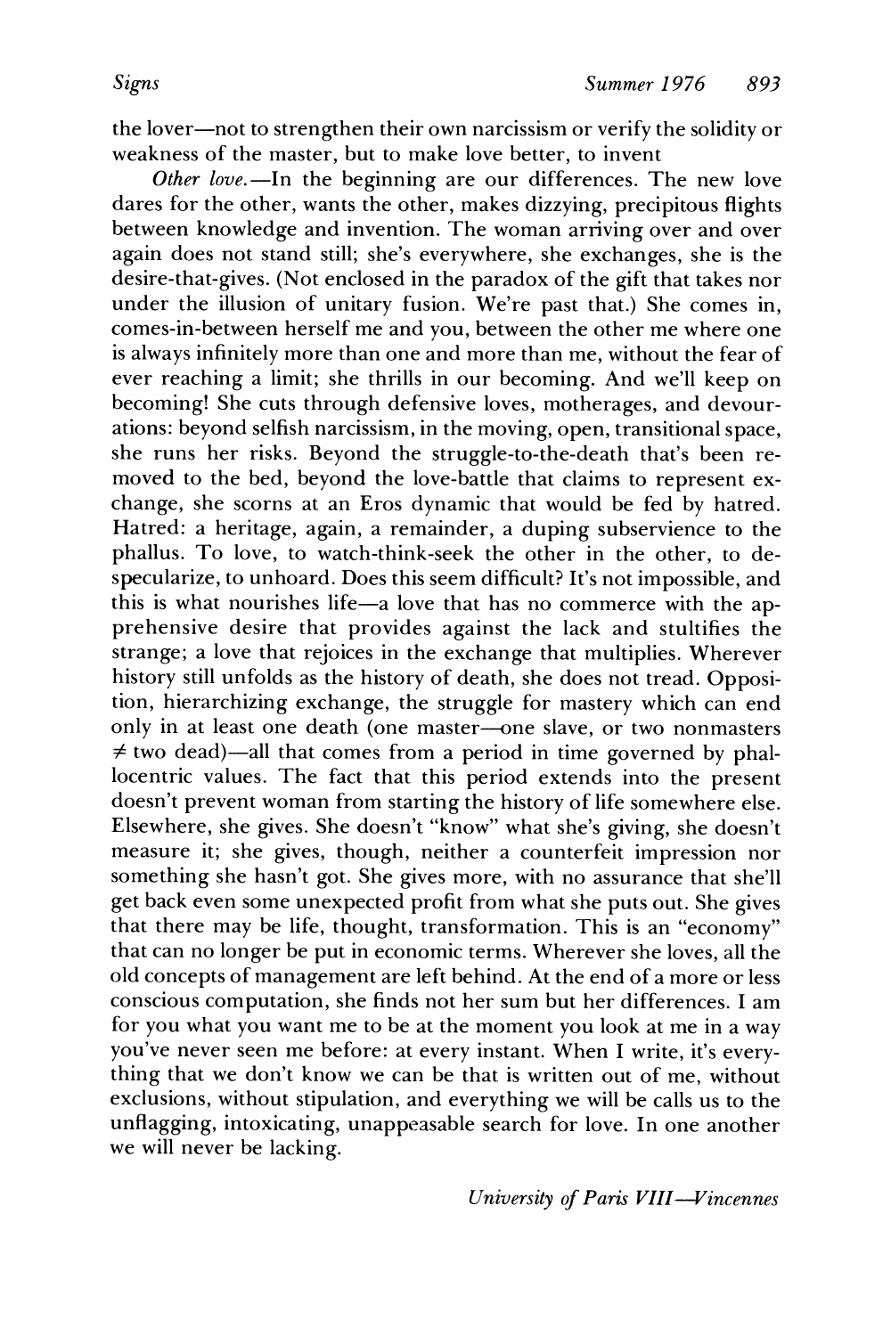the lover—not to strengthen their own narcissism or verify the solidity or weakness of the master, but to make love better, to invent

*Other love.*—In the beginning are our differences. The new love dares for the other, wants the other, makes dizzying, precipitous flights between knowledge and invention. The woman arriving over and over again does not stand still; she's everywhere, she exchanges, she is the desire-that-gives. (Not enclosed in the paradox of the gift that takes nor under the illusion of unitary fusion. We're past that.) She comes in, comes-in-between herself me and you, between the other me where one is always infinitely more than one and more than me, without the fear of ever reaching a limit; she thrills in our becoming. And we'll keep on becoming! She cuts through defensive loves, motherages, and devourations: beyond selfish narcissism, in the moving, open, transitional space, she runs her risks. Beyond the struggle-to-the-death that's been removed to the bed, beyond the love-battle that claims to represent exchange, she scorns at an Eros dynamic that would be fed by hatred. Hatred: a heritage, again, a remainder, a duping subservience to the phallus. To love, to watch-think-seek the other in the other, to despecularize, to unhoard. Does this seem difficult? It's not impossible, and this is what nourishes life—a love that has no commerce with the apprehensive desire that provides against the lack and stultifies the strange; a love that rejoices in the exchange that multiplies. Wherever history still unfolds as the history of death, she does not tread. Opposition, hierarchizing exchange, the struggle for mastery which can end only in at least one death (one master—one slave, or two nonmasters ≠ two dead)—all that comes from a period in time governed by phallocentric values. The fact that this period extends into the present doesn't prevent woman from starting the history of life somewhere else. Elsewhere, she gives. She doesn't "know" what she's giving, she doesn't measure it; she gives, though, neither a counterfeit impression nor something she hasn't got. She gives more, with no assurance that she'll get back even some unexpected profit from what she puts out. She gives that there may be life, thought, transformation. This is an "economy" that can no longer be put in economic terms. Wherever she loves, all the old concepts of management are left behind. At the end of a more or less conscious computation, she finds not her sum but her differences. I am for you what you want me to be at the moment you look at me in a way you've never seen me before: at every instant. When I write, it's everything that we don't know we can be that is written out of me, without exclusions, without stipulation, and everything we will be calls us to the unflagging, intoxicating, unappeasable search for love. In one another we will never be lacking.

*University of Paris VIII—Vincennes*